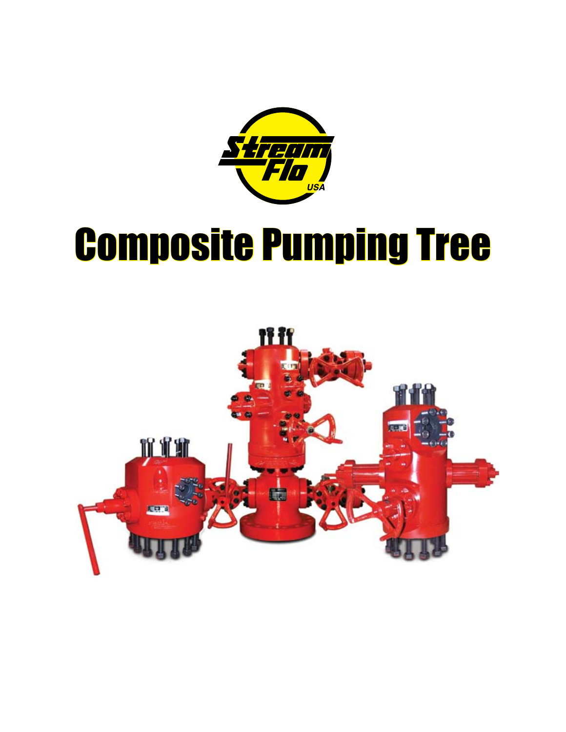# Composite Pumping Tree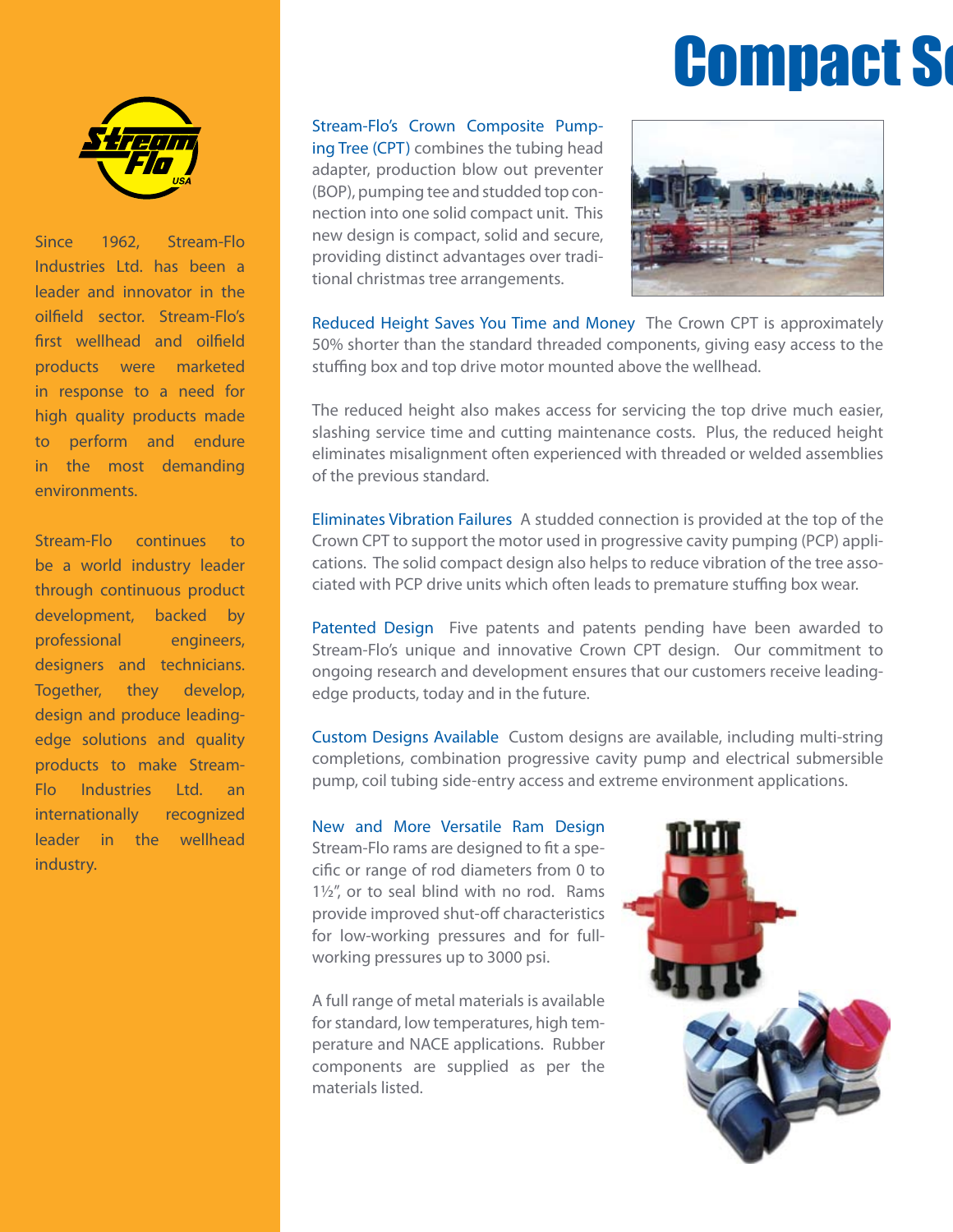# Compact S

Since 1962, Stream-Flo Industries Ltd. has been a leader and innovator in the oilfield sector. Stream-Flo's first wellhead and oilfield products were marketed in response to a need for high quality products made to perform and endure in the most demanding environments.

Stream-Flo continues to be a world industry leader through continuous product development, backed by professional engineers, designers and technicians. Together, they develop, design and produce leading-edge solutions and quality products to make Stream-Flo Industries Ltd. an internationally recognized leader in the wellhead industry.

Stream-Flo's Crown Composite Pumping Tree (CPT) combines the tubing head adapter, production blow out preventer (BOP), pumping tee and studded top connection into one solid compact unit. This new design is compact, solid and secure, providing distinct advantages over traditional christmas tree arrangements.

**Reduced Height Saves You Time and Money** The Crown CPT is approximately 50% shorter than the standard threaded components, giving easy access to the stuffing box and top drive motor mounted above the wellhead.

The reduced height also makes access for servicing the top drive much easier, slashing service time and cutting maintenance costs. Plus, the reduced height eliminates misalignment often experienced with threaded or welded assemblies of the previous standard.

**Eliminates Vibration Failures** A studded connection is provided at the top of the Crown CPT to support the motor used in progressive cavity pumping (PCP) applications. The solid compact design also helps to reduce vibration of the tree associated with PCP drive units which often leads to premature stuffing box wear.

**Patented Design** Five patents and patents pending have been awarded to Stream-Flo's unique and innovative Crown CPT design. Our commitment to ongoing research and development ensures that our customers receive leading-edge products, today and in the future.

**Custom Designs Available** Custom designs are available, including multi-string completions, combination progressive cavity pump and electrical submersible pump, coil tubing side-entry access and extreme environment applications.

**New and More Versatile Ram Design** Stream-Flo rams are designed to fit a specific or range of rod diameters from 0 to 1½", or to seal blind with no rod. Rams provide improved shut-off characteristics for low-working pressures and for full-working pressures up to 3000 psi.

A full range of metal materials is available for standard, low temperatures, high temperature and NACE applications. Rubber components are supplied as per the materials listed.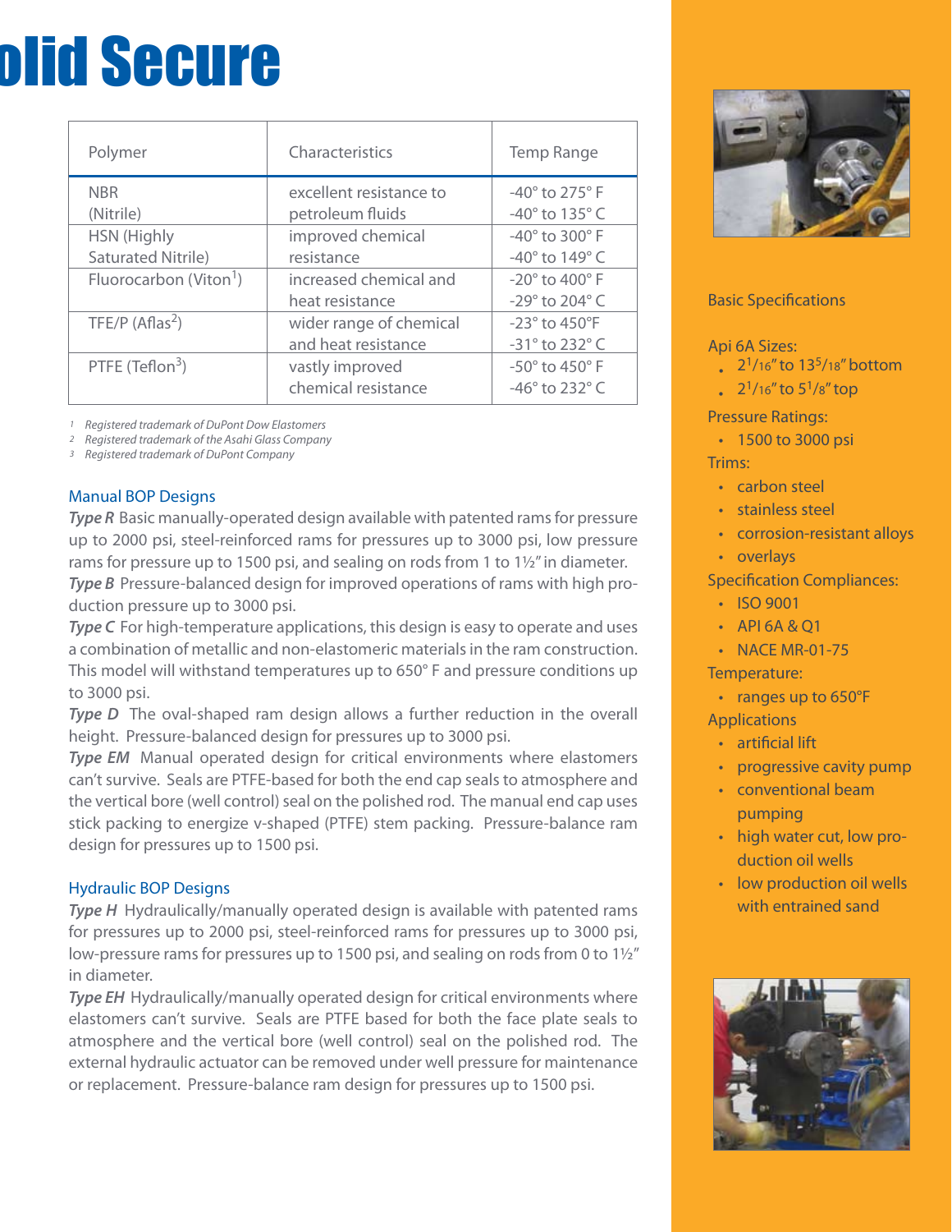# olid Secure

| Polymer | Characteristics | Temp Range |
|---|---|---|
| NBR (Nitrile) | excellent resistance to petroleum fluids | -40° to 275° F<br>-40° to 135° C |
| HSN (Highly Saturated Nitrile) | improved chemical resistance | -40° to 300° F<br>-40° to 149° C |
| Fluorocarbon (Viton[1]) | increased chemical and heat resistance | -20° to 400° F<br>-29° to 204° C |
| TFE/P (Aflas[2]) | wider range of chemical and heat resistance | -23° to 450°F<br>-31° to 232° C |
| PTFE (Teflon[3]) | vastly improved chemical resistance | -50° to 450° F<br>-46° to 232° C |

1 *Registered trademark of DuPont Dow Elastomers*
2 *Registered trademark of the Asahi Glass Company*
3 *Registered trademark of DuPont Company*

## Manual BOP Designs

***Type R*** Basic manually-operated design available with patented rams for pressure up to 2000 psi, steel-reinforced rams for pressures up to 3000 psi, low pressure rams for pressure up to 1500 psi, and sealing on rods from 1 to 1½" in diameter.

***Type B*** Pressure-balanced design for improved operations of rams with high production pressure up to 3000 psi.

***Type C*** For high-temperature applications, this design is easy to operate and uses a combination of metallic and non-elastomeric materials in the ram construction. This model will withstand temperatures up to 650° F and pressure conditions up to 3000 psi.

***Type D*** The oval-shaped ram design allows a further reduction in the overall height. Pressure-balanced design for pressures up to 3000 psi.

***Type EM*** Manual operated design for critical environments where elastomers can't survive. Seals are PTFE-based for both the end cap seals to atmosphere and the vertical bore (well control) seal on the polished rod. The manual end cap uses stick packing to energize v-shaped (PTFE) stem packing. Pressure-balance ram design for pressures up to 1500 psi.

## Hydraulic BOP Designs

***Type H*** Hydraulically/manually operated design is available with patented rams for pressures up to 2000 psi, steel-reinforced rams for pressures up to 3000 psi, low-pressure rams for pressures up to 1500 psi, and sealing on rods from 0 to 1½" in diameter.

***Type EH*** Hydraulically/manually operated design for critical environments where elastomers can't survive. Seals are PTFE based for both the face plate seals to atmosphere and the vertical bore (well control) seal on the polished rod. The external hydraulic actuator can be removed under well pressure for maintenance or replacement. Pressure-balance ram design for pressures up to 1500 psi.

## Basic Specifications

Api 6A Sizes:
- 2 1/16" to 13 5/18" bottom
- 2 1/16" to 5 1/8" top

Pressure Ratings:
- 1500 to 3000 psi

Trims:
- carbon steel
- stainless steel
- corrosion-resistant alloys
- overlays

Specification Compliances:
- ISO 9001
- API 6A & Q1
- NACE MR-01-75

Temperature:
- ranges up to 650°F

Applications
- artificial lift
- progressive cavity pump
- conventional beam pumping
- high water cut, low production oil wells
- low production oil wells with entrained sand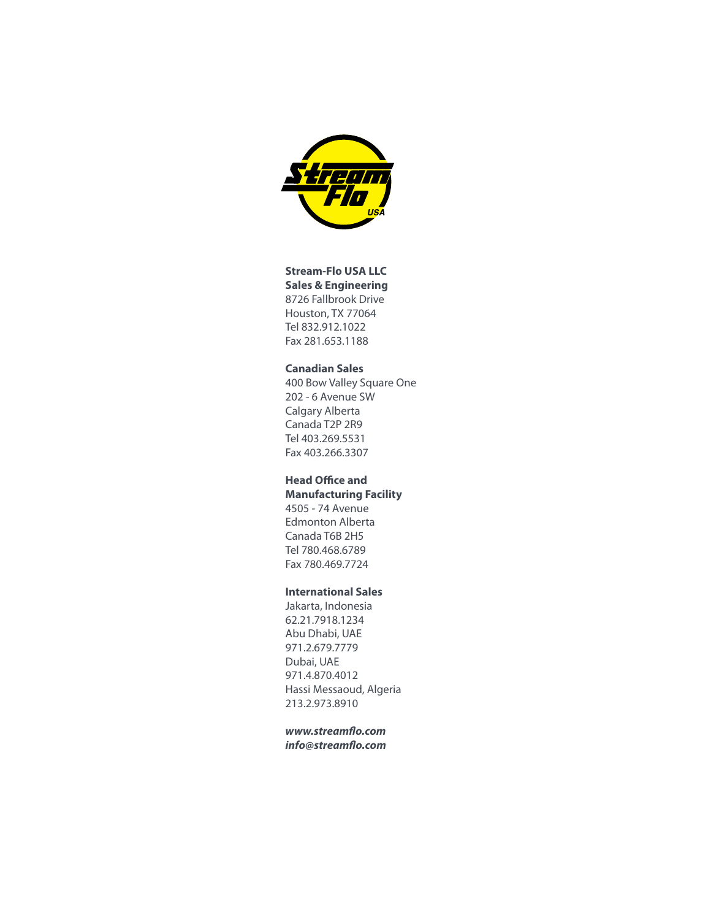**Stream-Flo USA LLC**
**Sales & Engineering**
8726 Fallbrook Drive
Houston, TX 77064
Tel 832.912.1022
Fax 281.653.1188

**Canadian Sales**
400 Bow Valley Square One
202 - 6 Avenue SW
Calgary Alberta
Canada T2P 2R9
Tel 403.269.5531
Fax 403.266.3307

**Head Office and**
**Manufacturing Facility**
4505 - 74 Avenue
Edmonton Alberta
Canada T6B 2H5
Tel 780.468.6789
Fax 780.469.7724

**International Sales**
Jakarta, Indonesia
62.21.7918.1234
Abu Dhabi, UAE
971.2.679.7779
Dubai, UAE
971.4.870.4012
Hassi Messaoud, Algeria
213.2.973.8910

***www.streamflo.com***
***info@streamflo.com***